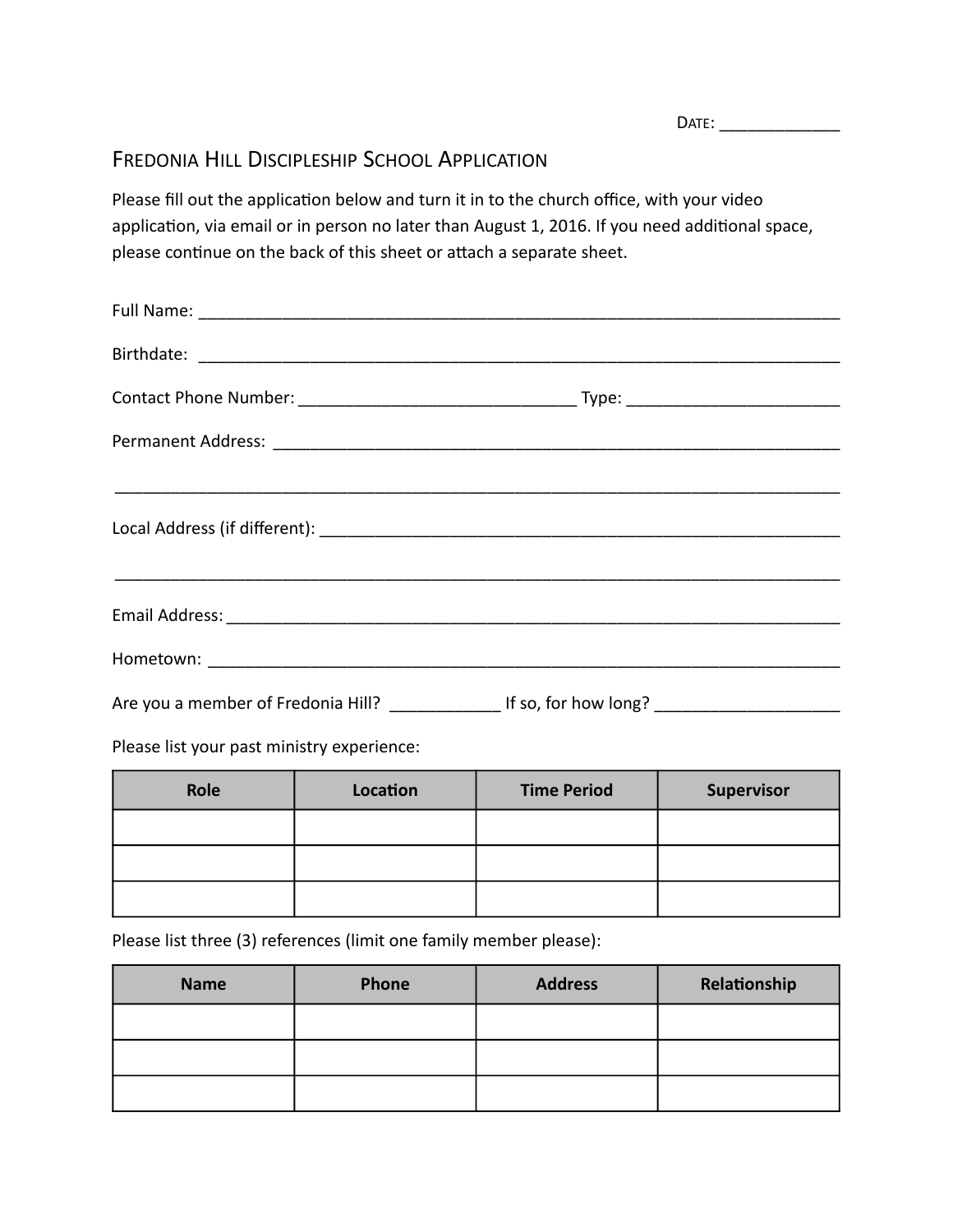Date: _____________

# Fredonia Hill Discipleship School Application

Please fill out the application below and turn it in to the church office, with your video application, via email or in person no later than August 1, 2016. If you need additional space, please continue on the back of this sheet or attach a separate sheet.

Full Name: ________________________________________________________________________

Birthdate: ________________________________________________________________________

Contact Phone Number: ______________________________ Type: ________________________

Permanent Address: _________________________________________________________________

___________________________________________________________________________________

Local Address (if different): ________________________________________________________

___________________________________________________________________________________

Email Address: _____________________________________________________________________

Hometown: _________________________________________________________________________

Are you a member of Fredonia Hill? ____________ If so, for how long? ____________________

Please list your past ministry experience:

| Role | Location | Time Period | Supervisor |
|---|---|---|---|
| | | | |
| | | | |
| | | | |

Please list three (3) references (limit one family member please):

| Name | Phone | Address | Relationship |
|---|---|---|---|
| | | | |
| | | | |
| | | | |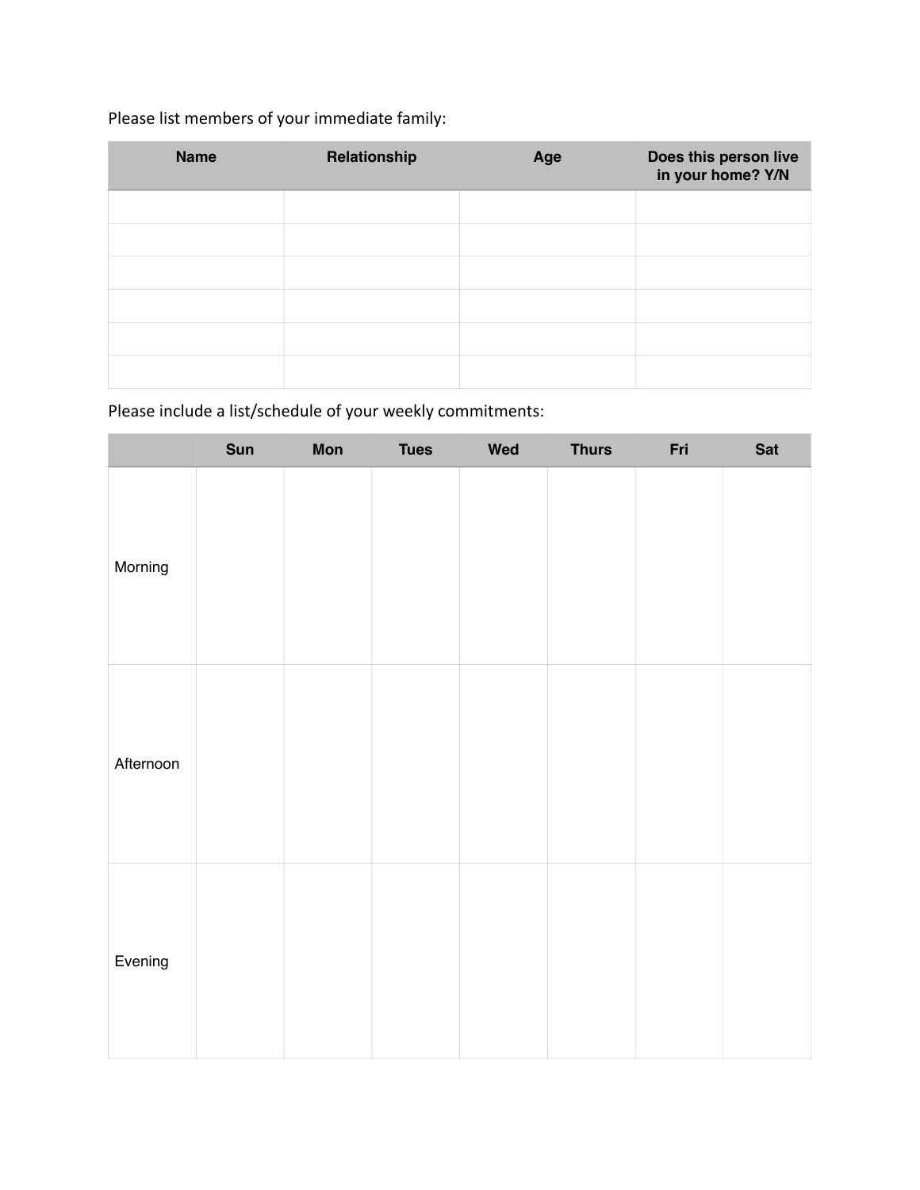Please list members of your immediate family:

| Name | Relationship | Age | Does this person live in your home? Y/N |
| --- | --- | --- | --- |
| | | | |
| | | | |
| | | | |
| | | | |
| | | | |
| | | | |

Please include a list/schedule of your weekly commitments:

| | Sun | Mon | Tues | Wed | Thurs | Fri | Sat |
| --- | --- | --- | --- | --- | --- | --- | --- |
| Morning | | | | | | | |
| Afternoon | | | | | | | |
| Evening | | | | | | | |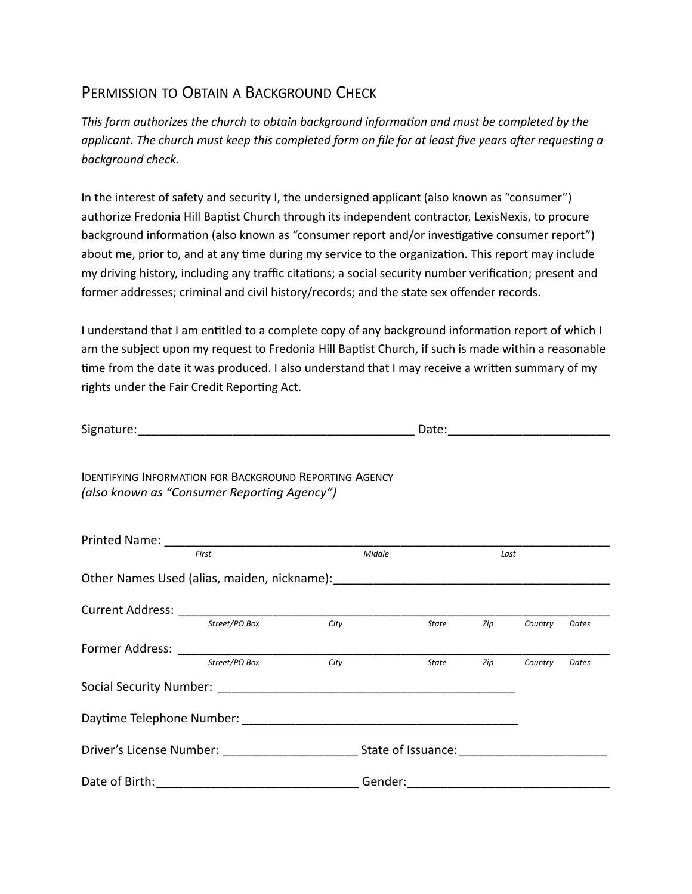## Permission to Obtain a Background Check

*This form authorizes the church to obtain background information and must be completed by the applicant. The church must keep this completed form on file for at least five years after requesting a background check.*

In the interest of safety and security I, the undersigned applicant (also known as "consumer") authorize Fredonia Hill Baptist Church through its independent contractor, LexisNexis, to procure background information (also known as "consumer report and/or investigative consumer report") about me, prior to, and at any time during my service to the organization. This report may include my driving history, including any traffic citations; a social security number verification; present and former addresses; criminal and civil history/records; and the state sex offender records.

I understand that I am entitled to a complete copy of any background information report of which I am the subject upon my request to Fredonia Hill Baptist Church, if such is made within a reasonable time from the date it was produced. I also understand that I may receive a written summary of my rights under the Fair Credit Reporting Act.

Signature:_________________________________________ Date:________________________

### Identifying Information for Background Reporting Agency
*(also known as "Consumer Reporting Agency")*

Printed Name: ____________________________________________________________________
*First* *Middle* *Last*

Other Names Used (alias, maiden, nickname):_________________________________________

Current Address: __________________________________________________________________
*Street/PO Box* *City* *State* *Zip* *Country* *Dates*

Former Address: __________________________________________________________________
*Street/PO Box* *City* *State* *Zip* *Country* *Dates*

Social Security Number: _____________________________________________

Daytime Telephone Number: __________________________________________

Driver's License Number: ____________________ State of Issuance:______________________

Date of Birth:______________________________ Gender:______________________________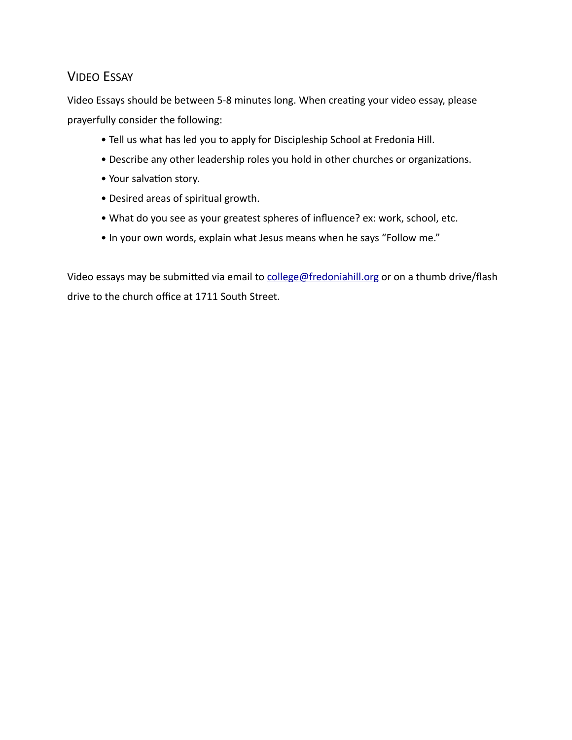## Video Essay

Video Essays should be between 5-8 minutes long. When creating your video essay, please prayerfully consider the following:

- Tell us what has led you to apply for Discipleship School at Fredonia Hill.
- Describe any other leadership roles you hold in other churches or organizations.
- Your salvation story.
- Desired areas of spiritual growth.
- What do you see as your greatest spheres of influence? ex: work, school, etc.
- In your own words, explain what Jesus means when he says "Follow me."

Video essays may be submitted via email to college@fredoniahill.org or on a thumb drive/flash drive to the church office at 1711 South Street.